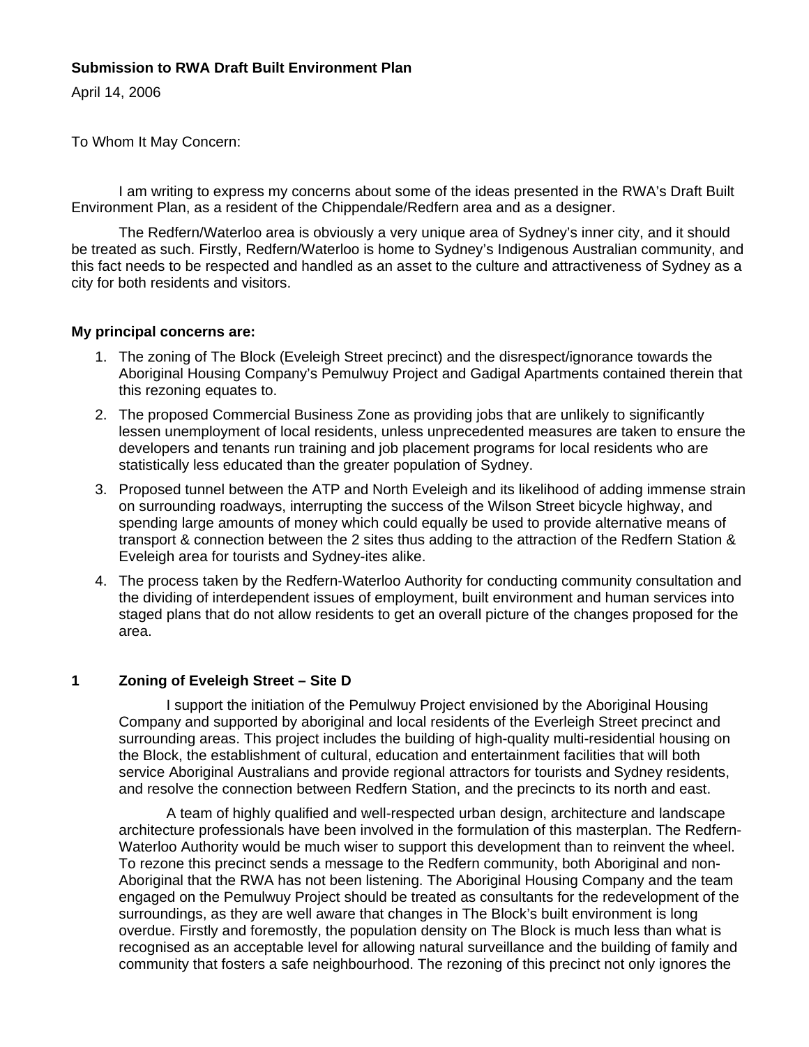**Submission to RWA Draft Built Environment Plan**

April 14, 2006

To Whom It May Concern:

I am writing to express my concerns about some of the ideas presented in the RWA's Draft Built Environment Plan, as a resident of the Chippendale/Redfern area and as a designer.

The Redfern/Waterloo area is obviously a very unique area of Sydney's inner city, and it should be treated as such. Firstly, Redfern/Waterloo is home to Sydney's Indigenous Australian community, and this fact needs to be respected and handled as an asset to the culture and attractiveness of Sydney as a city for both residents and visitors.

**My principal concerns are:**

1. The zoning of The Block (Eveleigh Street precinct) and the disrespect/ignorance towards the Aboriginal Housing Company's Pemulwuy Project and Gadigal Apartments contained therein that this rezoning equates to.
2. The proposed Commercial Business Zone as providing jobs that are unlikely to significantly lessen unemployment of local residents, unless unprecedented measures are taken to ensure the developers and tenants run training and job placement programs for local residents who are statistically less educated than the greater population of Sydney.
3. Proposed tunnel between the ATP and North Eveleigh and its likelihood of adding immense strain on surrounding roadways, interrupting the success of the Wilson Street bicycle highway, and spending large amounts of money which could equally be used to provide alternative means of transport & connection between the 2 sites thus adding to the attraction of the Redfern Station & Eveleigh area for tourists and Sydney-ites alike.
4. The process taken by the Redfern-Waterloo Authority for conducting community consultation and the dividing of interdependent issues of employment, built environment and human services into staged plans that do not allow residents to get an overall picture of the changes proposed for the area.

**1 Zoning of Eveleigh Street – Site D**

I support the initiation of the Pemulwuy Project envisioned by the Aboriginal Housing Company and supported by aboriginal and local residents of the Everleigh Street precinct and surrounding areas. This project includes the building of high-quality multi-residential housing on the Block, the establishment of cultural, education and entertainment facilities that will both service Aboriginal Australians and provide regional attractors for tourists and Sydney residents, and resolve the connection between Redfern Station, and the precincts to its north and east.

A team of highly qualified and well-respected urban design, architecture and landscape architecture professionals have been involved in the formulation of this masterplan. The Redfern-Waterloo Authority would be much wiser to support this development than to reinvent the wheel. To rezone this precinct sends a message to the Redfern community, both Aboriginal and non-Aboriginal that the RWA has not been listening. The Aboriginal Housing Company and the team engaged on the Pemulwuy Project should be treated as consultants for the redevelopment of the surroundings, as they are well aware that changes in The Block's built environment is long overdue. Firstly and foremostly, the population density on The Block is much less than what is recognised as an acceptable level for allowing natural surveillance and the building of family and community that fosters a safe neighbourhood. The rezoning of this precinct not only ignores the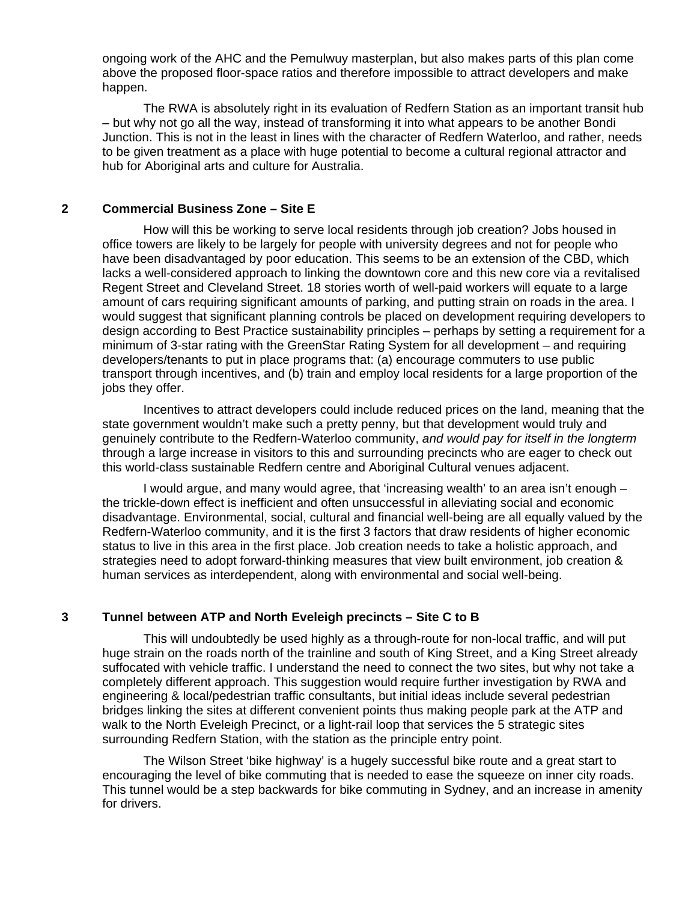ongoing work of the AHC and the Pemulwuy masterplan, but also makes parts of this plan come above the proposed floor-space ratios and therefore impossible to attract developers and make happen.

The RWA is absolutely right in its evaluation of Redfern Station as an important transit hub – but why not go all the way, instead of transforming it into what appears to be another Bondi Junction. This is not in the least in lines with the character of Redfern Waterloo, and rather, needs to be given treatment as a place with huge potential to become a cultural regional attractor and hub for Aboriginal arts and culture for Australia.

## 2 Commercial Business Zone – Site E

How will this be working to serve local residents through job creation? Jobs housed in office towers are likely to be largely for people with university degrees and not for people who have been disadvantaged by poor education. This seems to be an extension of the CBD, which lacks a well-considered approach to linking the downtown core and this new core via a revitalised Regent Street and Cleveland Street. 18 stories worth of well-paid workers will equate to a large amount of cars requiring significant amounts of parking, and putting strain on roads in the area. I would suggest that significant planning controls be placed on development requiring developers to design according to Best Practice sustainability principles – perhaps by setting a requirement for a minimum of 3-star rating with the GreenStar Rating System for all development – and requiring developers/tenants to put in place programs that: (a) encourage commuters to use public transport through incentives, and (b) train and employ local residents for a large proportion of the jobs they offer.

Incentives to attract developers could include reduced prices on the land, meaning that the state government wouldn't make such a pretty penny, but that development would truly and genuinely contribute to the Redfern-Waterloo community, *and would pay for itself in the longterm* through a large increase in visitors to this and surrounding precincts who are eager to check out this world-class sustainable Redfern centre and Aboriginal Cultural venues adjacent.

I would argue, and many would agree, that 'increasing wealth' to an area isn't enough – the trickle-down effect is inefficient and often unsuccessful in alleviating social and economic disadvantage. Environmental, social, cultural and financial well-being are all equally valued by the Redfern-Waterloo community, and it is the first 3 factors that draw residents of higher economic status to live in this area in the first place. Job creation needs to take a holistic approach, and strategies need to adopt forward-thinking measures that view built environment, job creation & human services as interdependent, along with environmental and social well-being.

## 3 Tunnel between ATP and North Eveleigh precincts – Site C to B

This will undoubtedly be used highly as a through-route for non-local traffic, and will put huge strain on the roads north of the trainline and south of King Street, and a King Street already suffocated with vehicle traffic. I understand the need to connect the two sites, but why not take a completely different approach. This suggestion would require further investigation by RWA and engineering & local/pedestrian traffic consultants, but initial ideas include several pedestrian bridges linking the sites at different convenient points thus making people park at the ATP and walk to the North Eveleigh Precinct, or a light-rail loop that services the 5 strategic sites surrounding Redfern Station, with the station as the principle entry point.

The Wilson Street 'bike highway' is a hugely successful bike route and a great start to encouraging the level of bike commuting that is needed to ease the squeeze on inner city roads. This tunnel would be a step backwards for bike commuting in Sydney, and an increase in amenity for drivers.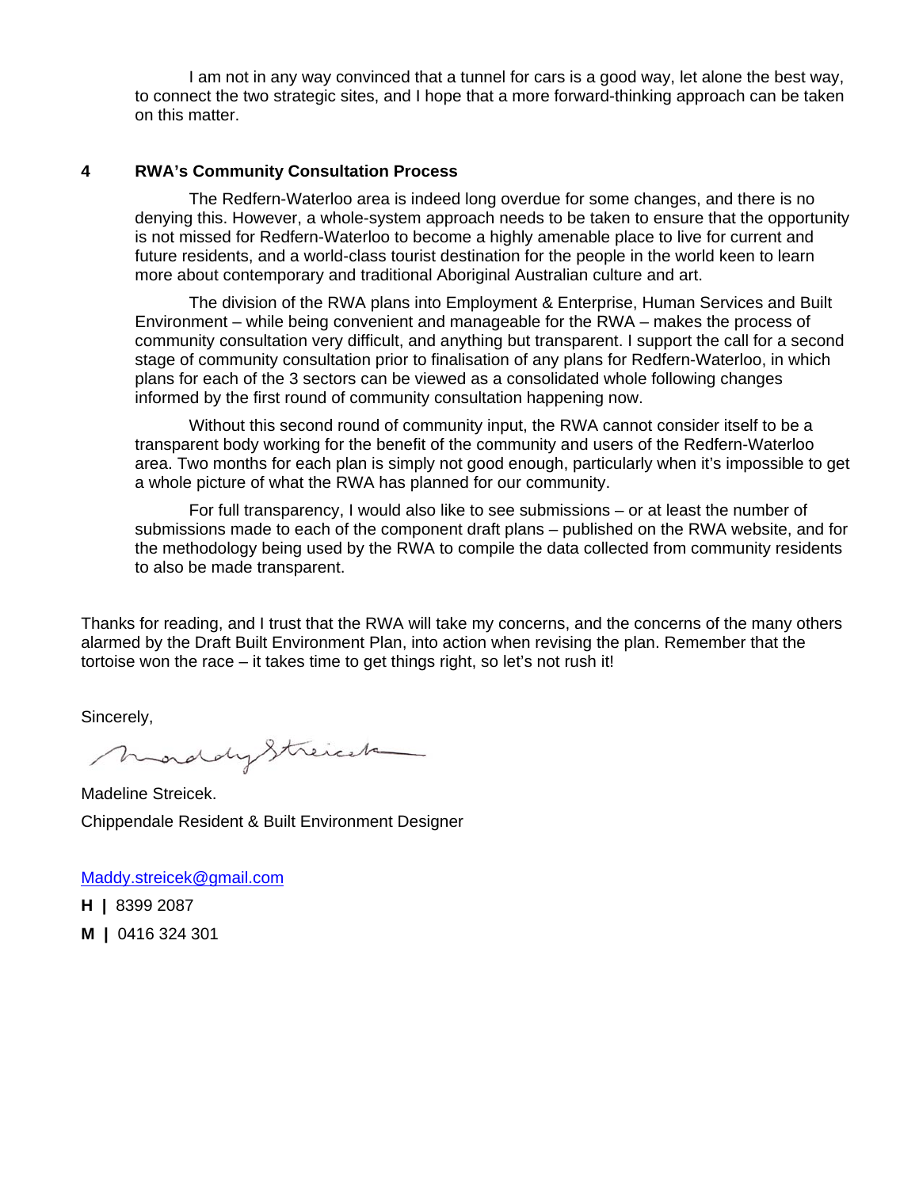I am not in any way convinced that a tunnel for cars is a good way, let alone the best way, to connect the two strategic sites, and I hope that a more forward-thinking approach can be taken on this matter.

### 4 RWA's Community Consultation Process

The Redfern-Waterloo area is indeed long overdue for some changes, and there is no denying this. However, a whole-system approach needs to be taken to ensure that the opportunity is not missed for Redfern-Waterloo to become a highly amenable place to live for current and future residents, and a world-class tourist destination for the people in the world keen to learn more about contemporary and traditional Aboriginal Australian culture and art.

The division of the RWA plans into Employment & Enterprise, Human Services and Built Environment – while being convenient and manageable for the RWA – makes the process of community consultation very difficult, and anything but transparent. I support the call for a second stage of community consultation prior to finalisation of any plans for Redfern-Waterloo, in which plans for each of the 3 sectors can be viewed as a consolidated whole following changes informed by the first round of community consultation happening now.

Without this second round of community input, the RWA cannot consider itself to be a transparent body working for the benefit of the community and users of the Redfern-Waterloo area. Two months for each plan is simply not good enough, particularly when it's impossible to get a whole picture of what the RWA has planned for our community.

For full transparency, I would also like to see submissions – or at least the number of submissions made to each of the component draft plans – published on the RWA website, and for the methodology being used by the RWA to compile the data collected from community residents to also be made transparent.

Thanks for reading, and I trust that the RWA will take my concerns, and the concerns of the many others alarmed by the Draft Built Environment Plan, into action when revising the plan. Remember that the tortoise won the race – it takes time to get things right, so let's not rush it!

Sincerely,

Maddy Streicek

Madeline Streicek.

Chippendale Resident & Built Environment Designer

Maddy.streicek@gmail.com

**H |** 8399 2087

**M |** 0416 324 301